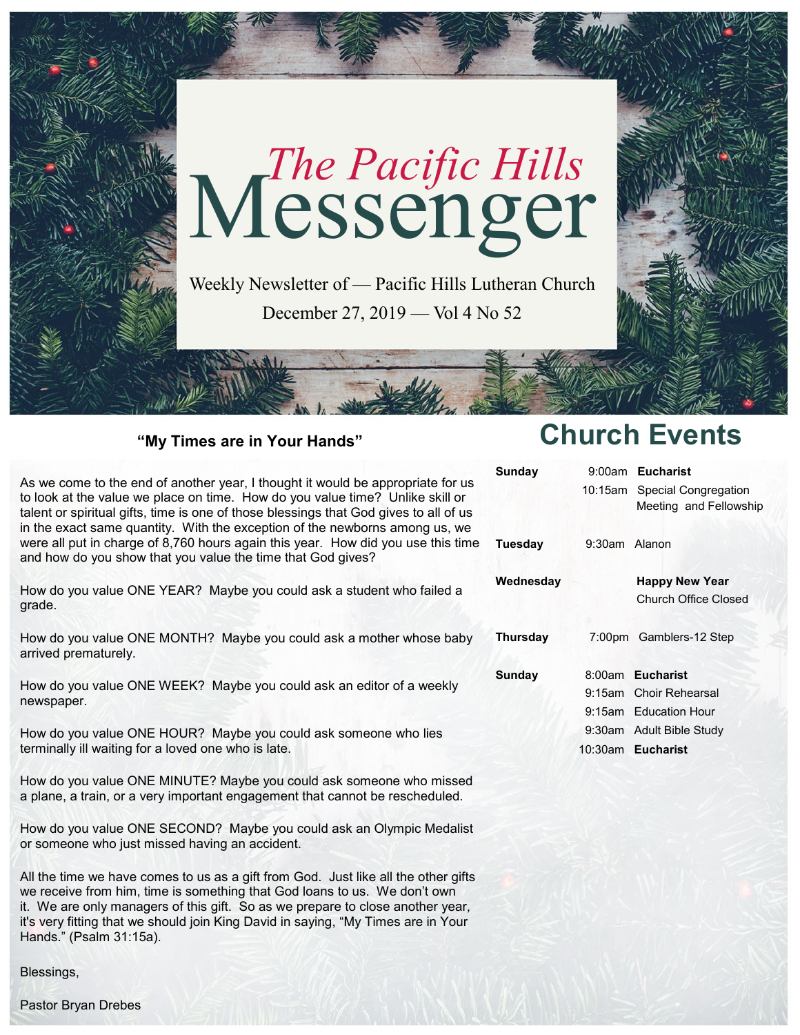# *The Pacific Hills* Messenger

Weekly Newsletter of — Pacific Hills Lutheran Church

December 27, 2019 — Vol 4 No 52

## "My Times are in Your Hands"

As we come to the end of another year, I thought it would be appropriate for us to look at the value we place on time. How do you value time? Unlike skill or talent or spiritual gifts, time is one of those blessings that God gives to all of us in the exact same quantity. With the exception of the newborns among us, we were all put in charge of 8,760 hours again this year. How did you use this time and how do you show that you value the time that God gives?

How do you value ONE YEAR? Maybe you could ask a student who failed a grade.

How do you value ONE MONTH? Maybe you could ask a mother whose baby arrived prematurely.

How do you value ONE WEEK? Maybe you could ask an editor of a weekly newspaper.

How do you value ONE HOUR? Maybe you could ask someone who lies terminally ill waiting for a loved one who is late.

How do you value ONE MINUTE? Maybe you could ask someone who missed a plane, a train, or a very important engagement that cannot be rescheduled.

How do you value ONE SECOND? Maybe you could ask an Olympic Medalist or someone who just missed having an accident.

All the time we have comes to us as a gift from God. Just like all the other gifts we receive from him, time is something that God loans to us. We don't own it. We are only managers of this gift. So as we prepare to close another year, it's very fitting that we should join King David in saying, "My Times are in Your Hands." (Psalm 31:15a).

Blessings,

Pastor Bryan Drebes

## Church Events

| | | |
|---|---|---|
| **Sunday** | 9:00am | **Eucharist** |
| | 10:15am | Special Congregation Meeting and Fellowship |
| **Tuesday** | 9:30am | Alanon |
| **Wednesday** | | **Happy New Year** Church Office Closed |
| **Thursday** | 7:00pm | Gamblers-12 Step |
| **Sunday** | 8:00am | **Eucharist** |
| | 9:15am | Choir Rehearsal |
| | 9:15am | Education Hour |
| | 9:30am | Adult Bible Study |
| | 10:30am | **Eucharist** |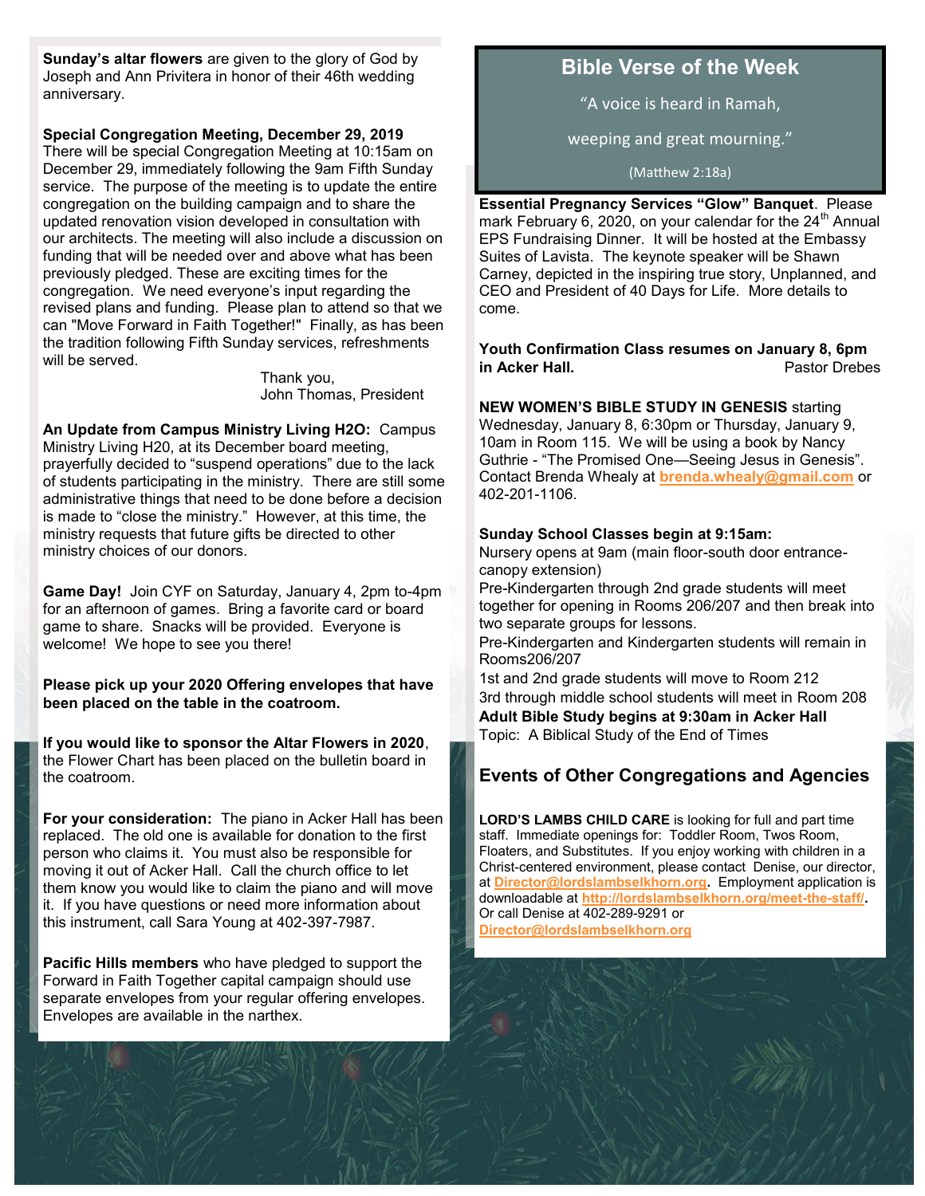**Sunday's altar flowers** are given to the glory of God by Joseph and Ann Privitera in honor of their 46th wedding anniversary.

**Special Congregation Meeting, December 29, 2019**
There will be special Congregation Meeting at 10:15am on December 29, immediately following the 9am Fifth Sunday service. The purpose of the meeting is to update the entire congregation on the building campaign and to share the updated renovation vision developed in consultation with our architects. The meeting will also include a discussion on funding that will be needed over and above what has been previously pledged. These are exciting times for the congregation. We need everyone's input regarding the revised plans and funding. Please plan to attend so that we can "Move Forward in Faith Together!" Finally, as has been the tradition following Fifth Sunday services, refreshments will be served.

Thank you,
John Thomas, President

**An Update from Campus Ministry Living H2O:** Campus Ministry Living H20, at its December board meeting, prayerfully decided to "suspend operations" due to the lack of students participating in the ministry. There are still some administrative things that need to be done before a decision is made to "close the ministry." However, at this time, the ministry requests that future gifts be directed to other ministry choices of our donors.

**Game Day!** Join CYF on Saturday, January 4, 2pm to-4pm for an afternoon of games. Bring a favorite card or board game to share. Snacks will be provided. Everyone is welcome! We hope to see you there!

**Please pick up your 2020 Offering envelopes that have been placed on the table in the coatroom.**

**If you would like to sponsor the Altar Flowers in 2020**, the Flower Chart has been placed on the bulletin board in the coatroom.

**For your consideration:** The piano in Acker Hall has been replaced. The old one is available for donation to the first person who claims it. You must also be responsible for moving it out of Acker Hall. Call the church office to let them know you would like to claim the piano and will move it. If you have questions or need more information about this instrument, call Sara Young at 402-397-7987.

**Pacific Hills members** who have pledged to support the Forward in Faith Together capital campaign should use separate envelopes from your regular offering envelopes. Envelopes are available in the narthex.

## Bible Verse of the Week

"A voice is heard in Ramah,

weeping and great mourning."

(Matthew 2:18a)

**Essential Pregnancy Services "Glow" Banquet**. Please mark February 6, 2020, on your calendar for the 24th Annual EPS Fundraising Dinner. It will be hosted at the Embassy Suites of Lavista. The keynote speaker will be Shawn Carney, depicted in the inspiring true story, Unplanned, and CEO and President of 40 Days for Life. More details to come.

**Youth Confirmation Class resumes on January 8, 6pm in Acker Hall.** Pastor Drebes

**NEW WOMEN'S BIBLE STUDY IN GENESIS** starting Wednesday, January 8, 6:30pm or Thursday, January 9, 10am in Room 115. We will be using a book by Nancy Guthrie - "The Promised One—Seeing Jesus in Genesis". Contact Brenda Whealy at brenda.whealy@gmail.com or 402-201-1106.

**Sunday School Classes begin at 9:15am:**
Nursery opens at 9am (main floor-south door entrance-canopy extension)
Pre-Kindergarten through 2nd grade students will meet together for opening in Rooms 206/207 and then break into two separate groups for lessons.
Pre-Kindergarten and Kindergarten students will remain in Rooms206/207
1st and 2nd grade students will move to Room 212
3rd through middle school students will meet in Room 208
**Adult Bible Study begins at 9:30am in Acker Hall**
Topic: A Biblical Study of the End of Times

## Events of Other Congregations and Agencies

**LORD'S LAMBS CHILD CARE** is looking for full and part time staff. Immediate openings for: Toddler Room, Twos Room, Floaters, and Substitutes. If you enjoy working with children in a Christ-centered environment, please contact Denise, our director, at **Director@lordslambselkhorn.org**. Employment application is downloadable at **http://lordslambselkhorn.org/meet-the-staff/**. Or call Denise at 402-289-9291 or **Director@lordslambselkhorn.org**